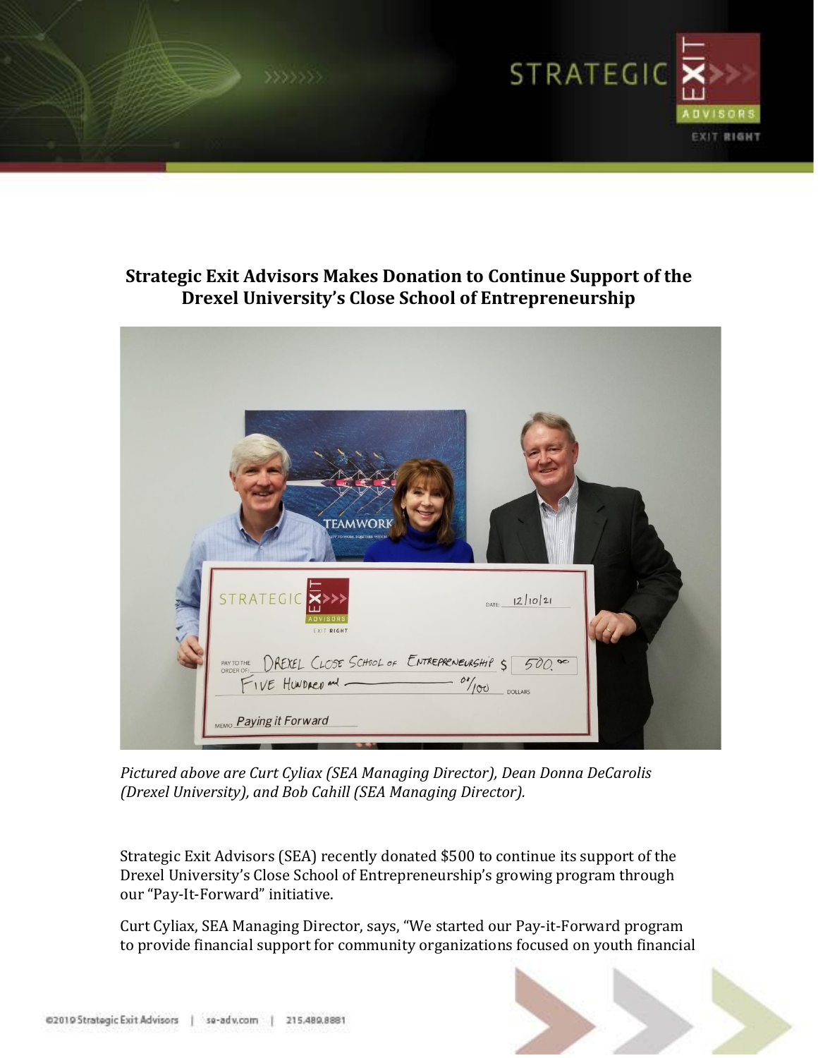## Strategic Exit Advisors Makes Donation to Continue Support of the Drexel University's Close School of Entrepreneurship

*Pictured above are Curt Cyliax (SEA Managing Director), Dean Donna DeCarolis (Drexel University), and Bob Cahill (SEA Managing Director).*

Strategic Exit Advisors (SEA) recently donated $500 to continue its support of the Drexel University's Close School of Entrepreneurship's growing program through our "Pay-It-Forward" initiative.

Curt Cyliax, SEA Managing Director, says, "We started our Pay-it-Forward program to provide financial support for community organizations focused on youth financial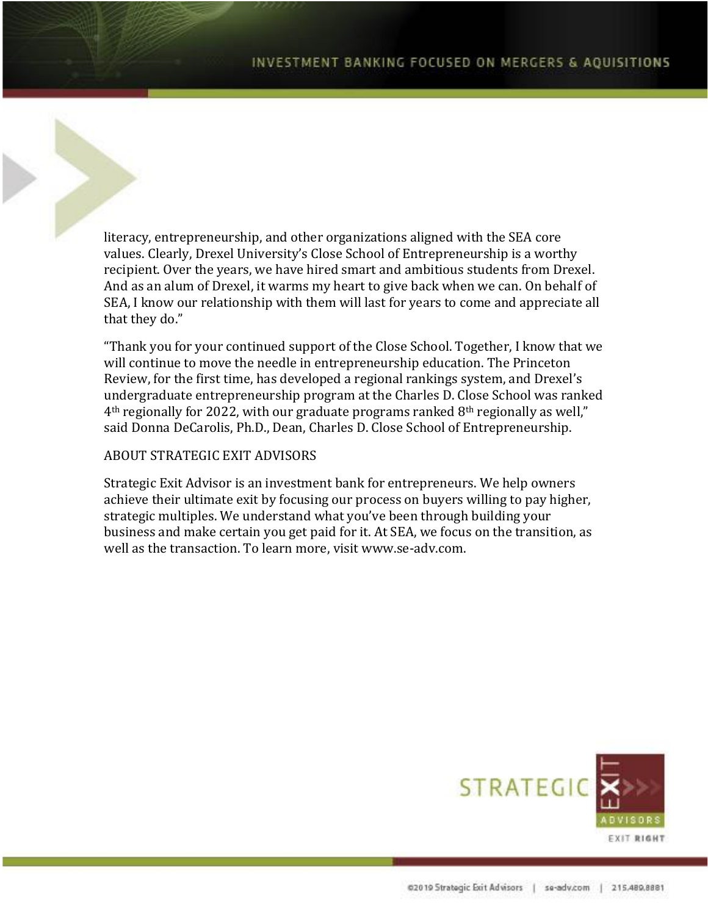literacy, entrepreneurship, and other organizations aligned with the SEA core values. Clearly, Drexel University's Close School of Entrepreneurship is a worthy recipient. Over the years, we have hired smart and ambitious students from Drexel. And as an alum of Drexel, it warms my heart to give back when we can. On behalf of SEA, I know our relationship with them will last for years to come and appreciate all that they do."

"Thank you for your continued support of the Close School. Together, I know that we will continue to move the needle in entrepreneurship education. The Princeton Review, for the first time, has developed a regional rankings system, and Drexel's undergraduate entrepreneurship program at the Charles D. Close School was ranked 4th regionally for 2022, with our graduate programs ranked 8th regionally as well," said Donna DeCarolis, Ph.D., Dean, Charles D. Close School of Entrepreneurship.

ABOUT STRATEGIC EXIT ADVISORS

Strategic Exit Advisor is an investment bank for entrepreneurs. We help owners achieve their ultimate exit by focusing our process on buyers willing to pay higher, strategic multiples. We understand what you've been through building your business and make certain you get paid for it. At SEA, we focus on the transition, as well as the transaction. To learn more, visit www.se-adv.com.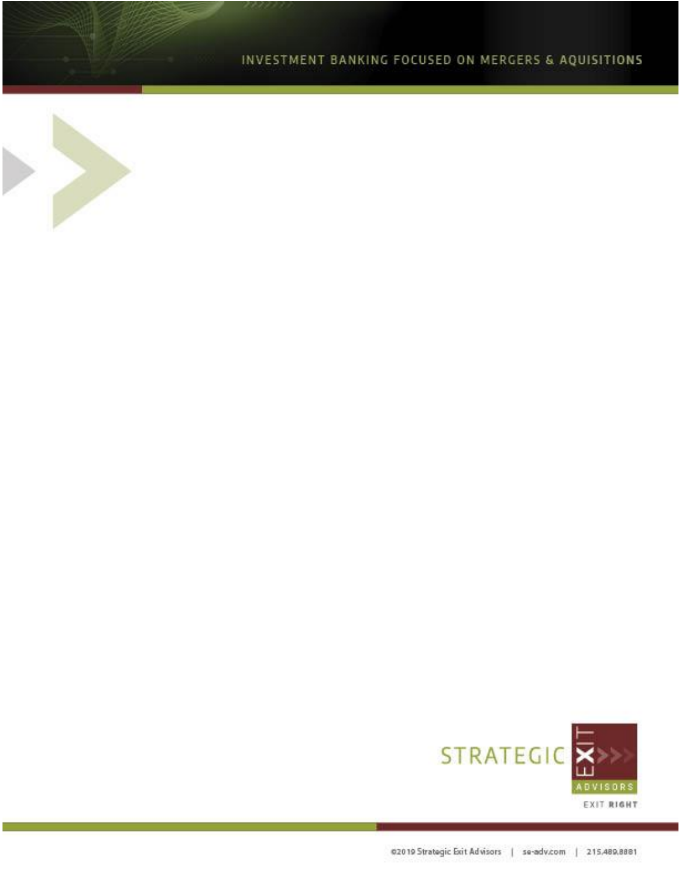INVESTMENT BANKING FOCUSED ON MERGERS & AQUISITIONS

STRATEGIC EXIT ADVISORS

EXIT RIGHT

©2019 Strategic Exit Advisors | se-adv.com | 215.489.8881